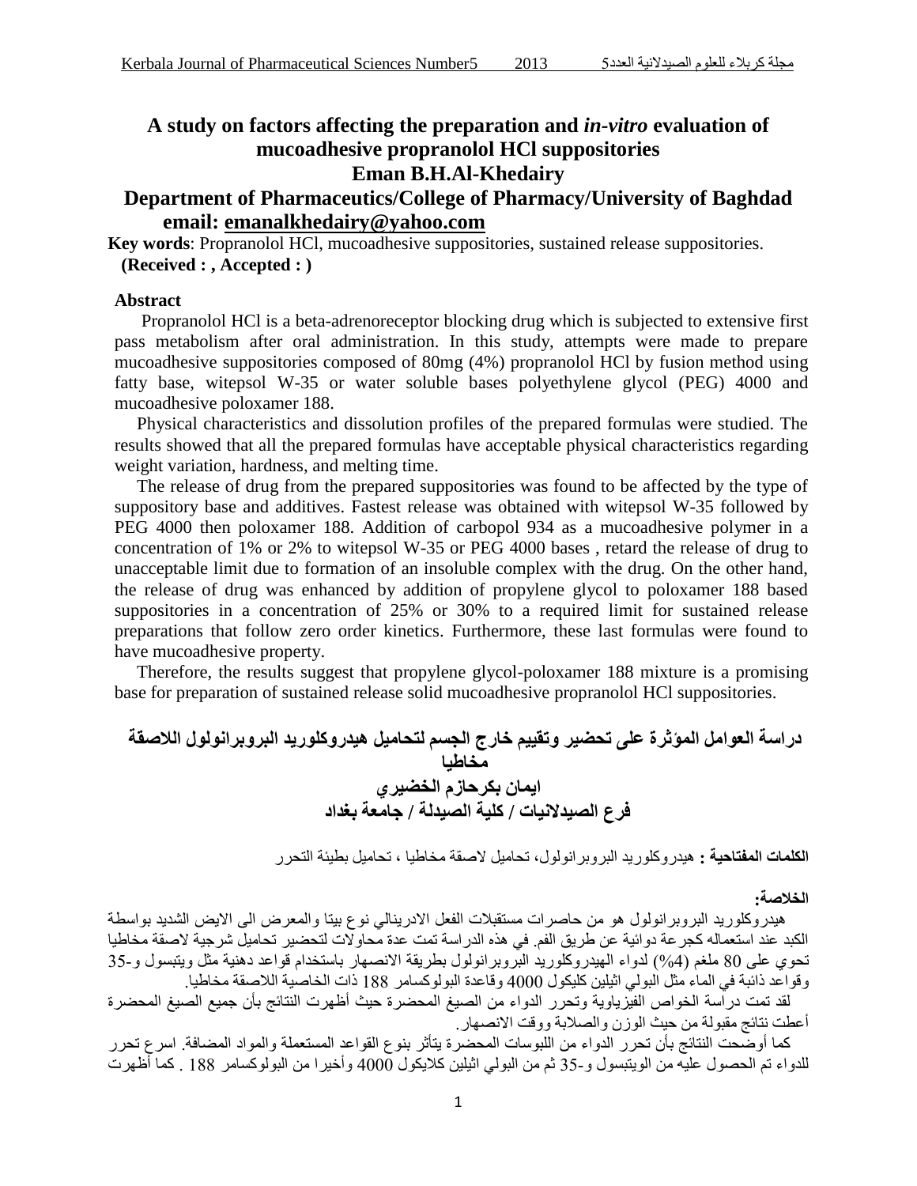# A study on factors affecting the preparation and *in-vitro* evaluation of mucoadhesive propranolol HCl suppositories

## Eman B.H.Al-Khedairy

**Department of Pharmaceutics/College of Pharmacy/University of Baghdad**

**email: emanalkhedairy@yahoo.com**

**Key words**: Propranolol HCl, mucoadhesive suppositories, sustained release suppositories.

**(Received : , Accepted : )**

### Abstract

Propranolol HCl is a beta-adrenoreceptor blocking drug which is subjected to extensive first pass metabolism after oral administration. In this study, attempts were made to prepare mucoadhesive suppositories composed of 80mg (4%) propranolol HCl by fusion method using fatty base, witepsol W-35 or water soluble bases polyethylene glycol (PEG) 4000 and mucoadhesive poloxamer 188.

Physical characteristics and dissolution profiles of the prepared formulas were studied. The results showed that all the prepared formulas have acceptable physical characteristics regarding weight variation, hardness, and melting time.

The release of drug from the prepared suppositories was found to be affected by the type of suppository base and additives. Fastest release was obtained with witepsol W-35 followed by PEG 4000 then poloxamer 188. Addition of carbopol 934 as a mucoadhesive polymer in a concentration of 1% or 2% to witepsol W-35 or PEG 4000 bases , retard the release of drug to unacceptable limit due to formation of an insoluble complex with the drug. On the other hand, the release of drug was enhanced by addition of propylene glycol to poloxamer 188 based suppositories in a concentration of 25% or 30% to a required limit for sustained release preparations that follow zero order kinetics. Furthermore, these last formulas were found to have mucoadhesive property.

Therefore, the results suggest that propylene glycol-poloxamer 188 mixture is a promising base for preparation of sustained release solid mucoadhesive propranolol HCl suppositories.

# دراسة العوامل المؤثرة على تحضير وتقييم خارج الجسم لتحاميل هيدروكلوريد البروبرانولول اللاصقة مخاطيا

## ايمان بكرحازم الخضيري

**فرع الصيدلانيات / كلية الصيدلة / جامعة بغداد**

**الكلمات المفتاحية :** هيدروكلوريد البروبرانولول، تحاميل لاصقة مخاطيا ، تحاميل بطيئة التحرر

### الخلاصة:

هيدروكلوريد البروبرانولول هو من حاصرات مستقبلات الفعل الادرينالي نوع بيتا والمعرض الى الايض الشديد بواسطة الكبد عند استعماله كجرعة دوائية عن طريق الفم. في هذه الدراسة تمت عدة محاولات لتحضير تحاميل شرجية لاصقة مخاطيا تحوي على 80 ملغم (4%) لدواء الهيدروكلوريد البروبرانولول بطريقة الانصهار باستخدام قواعد دهنية مثل ويتبسول و-35 وقواعد ذائبة في الماء مثل البولي اثيلين كليكول 4000 وقاعدة البولوكسامر 188 ذات الخاصية اللاصقة مخاطيا.

لقد تمت دراسة الخواص الفيزياوية وتحرر الدواء من الصيغ المحضرة حيث أظهرت النتائج بأن جميع الصيغ المحضرة أعطت نتائج مقبولة من حيث الوزن والصلابة ووقت الانصهار.

كما أوضحت النتائج بأن تحرر الدواء من اللبوسات المحضرة يتأثر بنوع القواعد المستعملة والمواد المضافة. اسرع تحرر للدواء تم الحصول عليه من الويتبسول و-35 ثم من البولي اثيلين كلايكول 4000 وأخيرا من البولوكسامر 188 . كما أظهرت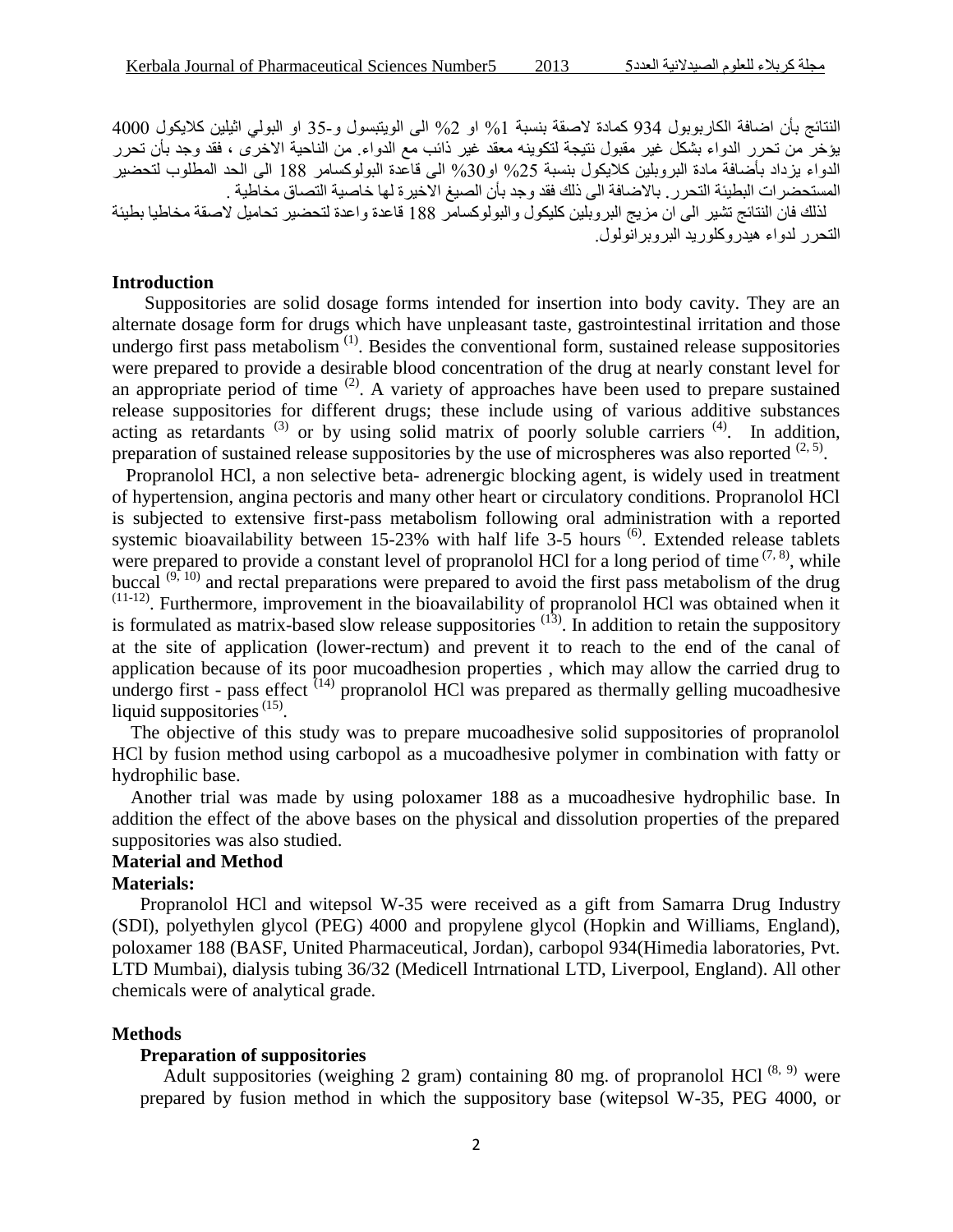النتائج بأن اضافة الكاربوبول 934 كمادة لاصقة بنسبة 1% او 2% الى الويتبسول و-35 او البولي اثيلين كلايكول 4000 يؤخر من تحرر الدواء بشكل غير مقبول نتيجة لتكوينه معقد غير ذائب مع الدواء. من الناحية الاخرى ، فقد وجد بأن تحرر الدواء يزداد بأضافة مادة البروبلين كلايكول بنسبة 25% او30% الى قاعدة البولوكسامر 188 الى الحد المطلوب لتحضير المستحضرات البطيئة التحرر. بالاضافة الى ذلك فقد وجد بأن الصيغ الاخيرة لها خاصية التصاق مخاطية .

لذلك فان النتائج تشير الى ان مزيج البروبلين كليكول والبولوكسامر 188 قاعدة واعدة لتحضير تحاميل لاصقة مخاطيا بطيئة التحرر لدواء هيدروكلوريد البروبرانولول.

## Introduction

Suppositories are solid dosage forms intended for insertion into body cavity. They are an alternate dosage form for drugs which have unpleasant taste, gastrointestinal irritation and those undergo first pass metabolism [1]. Besides the conventional form, sustained release suppositories were prepared to provide a desirable blood concentration of the drug at nearly constant level for an appropriate period of time [2]. A variety of approaches have been used to prepare sustained release suppositories for different drugs; these include using of various additive substances acting as retardants [3] or by using solid matrix of poorly soluble carriers [4]. In addition, preparation of sustained release suppositories by the use of microspheres was also reported [2, 5].

Propranolol HCl, a non selective beta- adrenergic blocking agent, is widely used in treatment of hypertension, angina pectoris and many other heart or circulatory conditions. Propranolol HCl is subjected to extensive first-pass metabolism following oral administration with a reported systemic bioavailability between 15-23% with half life 3-5 hours [6]. Extended release tablets were prepared to provide a constant level of propranolol HCl for a long period of time [7, 8], while buccal [9, 10] and rectal preparations were prepared to avoid the first pass metabolism of the drug [11-12]. Furthermore, improvement in the bioavailability of propranolol HCl was obtained when it is formulated as matrix-based slow release suppositories [13]. In addition to retain the suppository at the site of application (lower-rectum) and prevent it to reach to the end of the canal of application because of its poor mucoadhesion properties , which may allow the carried drug to undergo first - pass effect [14] propranolol HCl was prepared as thermally gelling mucoadhesive liquid suppositories [15].

The objective of this study was to prepare mucoadhesive solid suppositories of propranolol HCl by fusion method using carbopol as a mucoadhesive polymer in combination with fatty or hydrophilic base.

Another trial was made by using poloxamer 188 as a mucoadhesive hydrophilic base. In addition the effect of the above bases on the physical and dissolution properties of the prepared suppositories was also studied.

## Material and Method

### Materials:

Propranolol HCl and witepsol W-35 were received as a gift from Samarra Drug Industry (SDI), polyethylen glycol (PEG) 4000 and propylene glycol (Hopkin and Williams, England), poloxamer 188 (BASF, United Pharmaceutical, Jordan), carbopol 934(Himedia laboratories, Pvt. LTD Mumbai), dialysis tubing 36/32 (Medicell Intrnational LTD, Liverpool, England). All other chemicals were of analytical grade.

### Methods

#### Preparation of suppositories

Adult suppositories (weighing 2 gram) containing 80 mg. of propranolol HCl [8, 9] were prepared by fusion method in which the suppository base (witepsol W-35, PEG 4000, or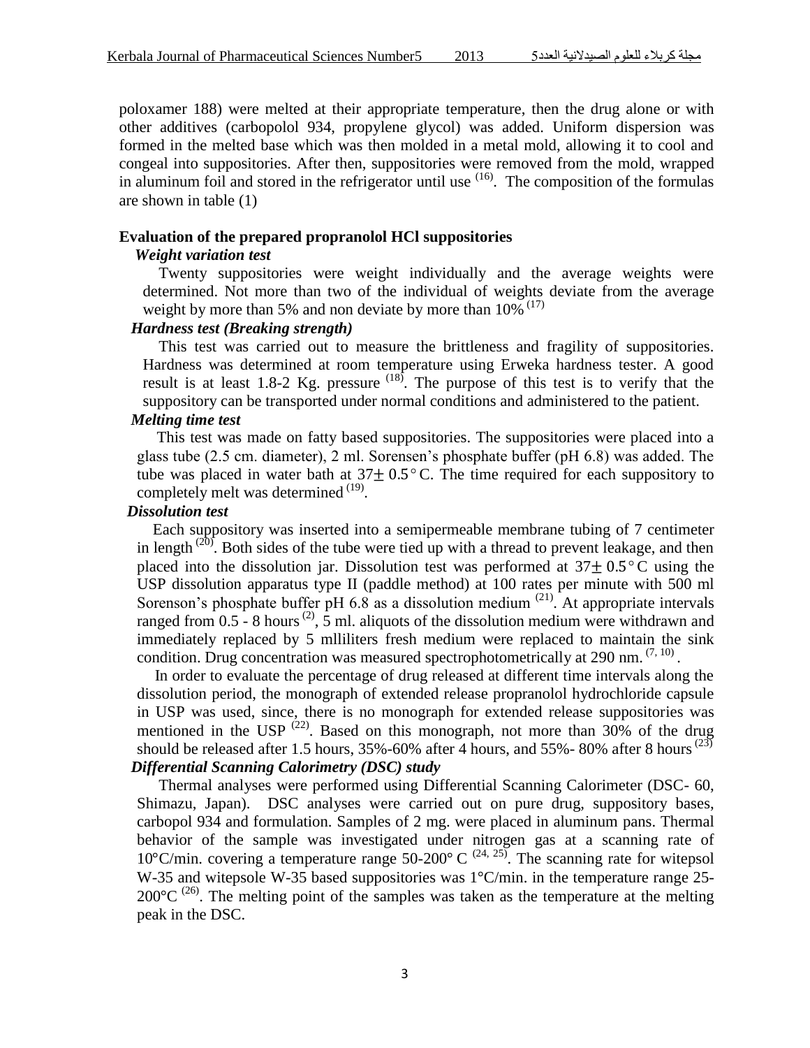poloxamer 188) were melted at their appropriate temperature, then the drug alone or with other additives (carbopolol 934, propylene glycol) was added. Uniform dispersion was formed in the melted base which was then molded in a metal mold, allowing it to cool and congeal into suppositories. After then, suppositories were removed from the mold, wrapped in aluminum foil and stored in the refrigerator until use [16]. The composition of the formulas are shown in table (1)

### Evaluation of the prepared propranolol HCl suppositories

#### *Weight variation test*

Twenty suppositories were weight individually and the average weights were determined. Not more than two of the individual of weights deviate from the average weight by more than 5% and non deviate by more than 10% [17]

#### *Hardness test (Breaking strength)*

This test was carried out to measure the brittleness and fragility of suppositories. Hardness was determined at room temperature using Erweka hardness tester. A good result is at least 1.8-2 Kg. pressure [18]. The purpose of this test is to verify that the suppository can be transported under normal conditions and administered to the patient.

#### *Melting time test*

This test was made on fatty based suppositories. The suppositories were placed into a glass tube (2.5 cm. diameter), 2 ml. Sorensen's phosphate buffer (pH 6.8) was added. The tube was placed in water bath at $37 \pm 0.5\,^{\circ}C$. The time required for each suppository to completely melt was determined [19].

#### *Dissolution test*

Each suppository was inserted into a semipermeable membrane tubing of 7 centimeter in length [20]. Both sides of the tube were tied up with a thread to prevent leakage, and then placed into the dissolution jar. Dissolution test was performed at $37 \pm 0.5\,^{\circ}C$ using the USP dissolution apparatus type II (paddle method) at 100 rates per minute with 500 ml Sorenson's phosphate buffer pH 6.8 as a dissolution medium [21]. At appropriate intervals ranged from 0.5 - 8 hours [2], 5 ml. aliquots of the dissolution medium were withdrawn and immediately replaced by 5 mlliliters fresh medium were replaced to maintain the sink condition. Drug concentration was measured spectrophotometrically at 290 nm. [7, 10].

In order to evaluate the percentage of drug released at different time intervals along the dissolution period, the monograph of extended release propranolol hydrochloride capsule in USP was used, since, there is no monograph for extended release suppositories was mentioned in the USP [22]. Based on this monograph, not more than 30% of the drug should be released after 1.5 hours, 35%-60% after 4 hours, and 55%- 80% after 8 hours [23]

#### *Differential Scanning Calorimetry (DSC) study*

Thermal analyses were performed using Differential Scanning Calorimeter (DSC- 60, Shimazu, Japan). DSC analyses were carried out on pure drug, suppository bases, carbopol 934 and formulation. Samples of 2 mg. were placed in aluminum pans. Thermal behavior of the sample was investigated under nitrogen gas at a scanning rate of 10°C/min. covering a temperature range 50-200° C [24, 25]. The scanning rate for witepsol W-35 and witepsole W-35 based suppositories was 1°C/min. in the temperature range 25-200°C [26]. The melting point of the samples was taken as the temperature at the melting peak in the DSC.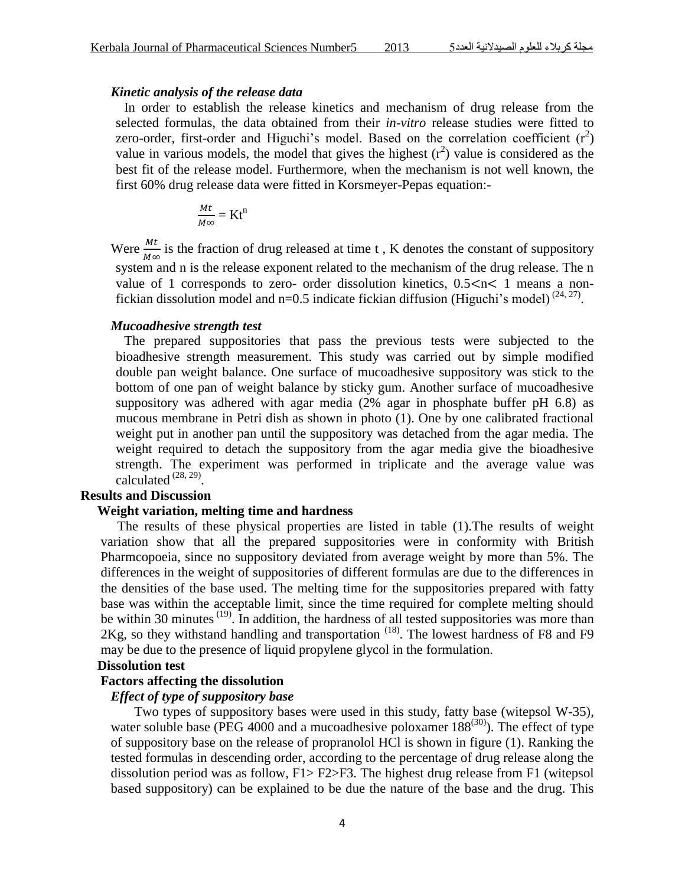### *Kinetic analysis of the release data*

In order to establish the release kinetics and mechanism of drug release from the selected formulas, the data obtained from their *in-vitro* release studies were fitted to zero-order, first-order and Higuchi's model. Based on the correlation coefficient ($r^2$) value in various models, the model that gives the highest ($r^2$) value is considered as the best fit of the release model. Furthermore, when the mechanism is not well known, the first 60% drug release data were fitted in Korsmeyer-Pepas equation:-

$$\frac{Mt}{M\infty} = Kt^n$$

Were $\frac{Mt}{M\infty}$ is the fraction of drug released at time t , K denotes the constant of suppository system and n is the release exponent related to the mechanism of the drug release. The n value of 1 corresponds to zero- order dissolution kinetics, $0.5<n< 1$ means a non-fickian dissolution model and n=0.5 indicate fickian diffusion (Higuchi's model) [24, 27].

### *Mucoadhesive strength test*

The prepared suppositories that pass the previous tests were subjected to the bioadhesive strength measurement. This study was carried out by simple modified double pan weight balance. One surface of mucoadhesive suppository was stick to the bottom of one pan of weight balance by sticky gum. Another surface of mucoadhesive suppository was adhered with agar media (2% agar in phosphate buffer pH 6.8) as mucous membrane in Petri dish as shown in photo (1). One by one calibrated fractional weight put in another pan until the suppository was detached from the agar media. The weight required to detach the suppository from the agar media give the bioadhesive strength. The experiment was performed in triplicate and the average value was calculated [28, 29].

## Results and Discussion

### Weight variation, melting time and hardness

The results of these physical properties are listed in table (1).The results of weight variation show that all the prepared suppositories were in conformity with British Pharmcopoeia, since no suppository deviated from average weight by more than 5%. The differences in the weight of suppositories of different formulas are due to the differences in the densities of the base used. The melting time for the suppositories prepared with fatty base was within the acceptable limit, since the time required for complete melting should be within 30 minutes [19]. In addition, the hardness of all tested suppositories was more than 2Kg, so they withstand handling and transportation [18]. The lowest hardness of F8 and F9 may be due to the presence of liquid propylene glycol in the formulation.

### Dissolution test

#### Factors affecting the dissolution

##### *Effect of type of suppository base*

Two types of suppository bases were used in this study, fatty base (witepsol W-35), water soluble base (PEG 4000 and a mucoadhesive poloxamer 188[30]). The effect of type of suppository base on the release of propranolol HCl is shown in figure (1). Ranking the tested formulas in descending order, according to the percentage of drug release along the dissolution period was as follow, F1> F2>F3. The highest drug release from F1 (witepsol based suppository) can be explained to be due the nature of the base and the drug. This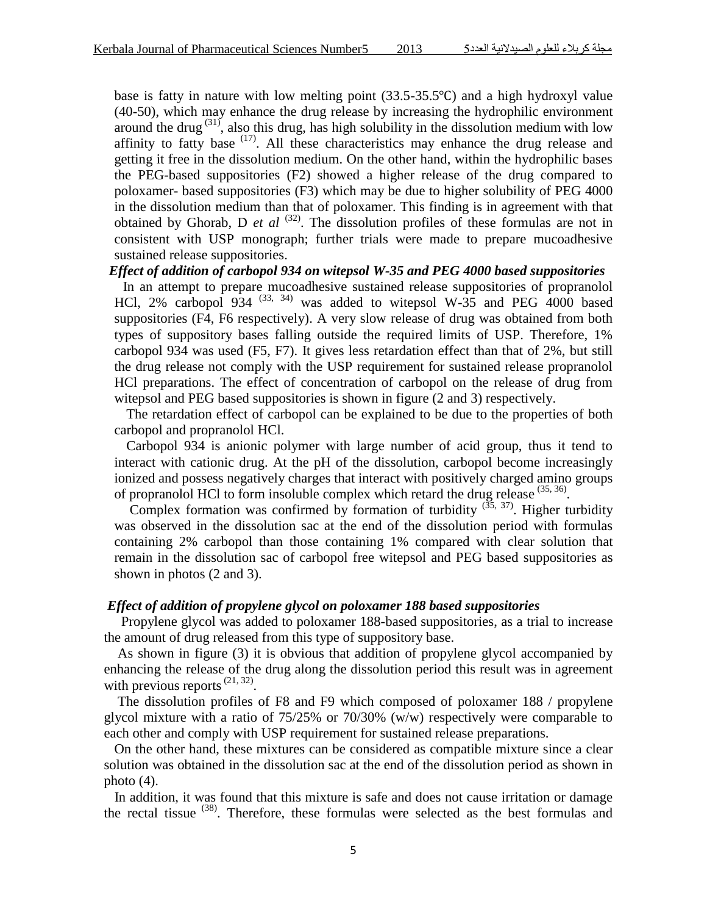base is fatty in nature with low melting point (33.5-35.5℃) and a high hydroxyl value (40-50), which may enhance the drug release by increasing the hydrophilic environment around the drug [31], also this drug, has high solubility in the dissolution medium with low affinity to fatty base [17]. All these characteristics may enhance the drug release and getting it free in the dissolution medium. On the other hand, within the hydrophilic bases the PEG-based suppositories (F2) showed a higher release of the drug compared to poloxamer- based suppositories (F3) which may be due to higher solubility of PEG 4000 in the dissolution medium than that of poloxamer. This finding is in agreement with that obtained by Ghorab, D *et al* [32]. The dissolution profiles of these formulas are not in consistent with USP monograph; further trials were made to prepare mucoadhesive sustained release suppositories.

### *Effect of addition of carbopol 934 on witepsol W-35 and PEG 4000 based suppositories*

In an attempt to prepare mucoadhesive sustained release suppositories of propranolol HCl, 2% carbopol 934 [33, 34] was added to witepsol W-35 and PEG 4000 based suppositories (F4, F6 respectively). A very slow release of drug was obtained from both types of suppository bases falling outside the required limits of USP. Therefore, 1% carbopol 934 was used (F5, F7). It gives less retardation effect than that of 2%, but still the drug release not comply with the USP requirement for sustained release propranolol HCl preparations. The effect of concentration of carbopol on the release of drug from witepsol and PEG based suppositories is shown in figure (2 and 3) respectively.

The retardation effect of carbopol can be explained to be due to the properties of both carbopol and propranolol HCl.

Carbopol 934 is anionic polymer with large number of acid group, thus it tend to interact with cationic drug. At the pH of the dissolution, carbopol become increasingly ionized and possess negatively charges that interact with positively charged amino groups of propranolol HCl to form insoluble complex which retard the drug release [35, 36].

Complex formation was confirmed by formation of turbidity [35, 37]. Higher turbidity was observed in the dissolution sac at the end of the dissolution period with formulas containing 2% carbopol than those containing 1% compared with clear solution that remain in the dissolution sac of carbopol free witepsol and PEG based suppositories as shown in photos (2 and 3).

### *Effect of addition of propylene glycol on poloxamer 188 based suppositories*

Propylene glycol was added to poloxamer 188-based suppositories, as a trial to increase the amount of drug released from this type of suppository base.

As shown in figure (3) it is obvious that addition of propylene glycol accompanied by enhancing the release of the drug along the dissolution period this result was in agreement with previous reports [21, 32].

The dissolution profiles of F8 and F9 which composed of poloxamer 188 / propylene glycol mixture with a ratio of 75/25% or 70/30% (w/w) respectively were comparable to each other and comply with USP requirement for sustained release preparations.

On the other hand, these mixtures can be considered as compatible mixture since a clear solution was obtained in the dissolution sac at the end of the dissolution period as shown in photo (4).

In addition, it was found that this mixture is safe and does not cause irritation or damage the rectal tissue [38]. Therefore, these formulas were selected as the best formulas and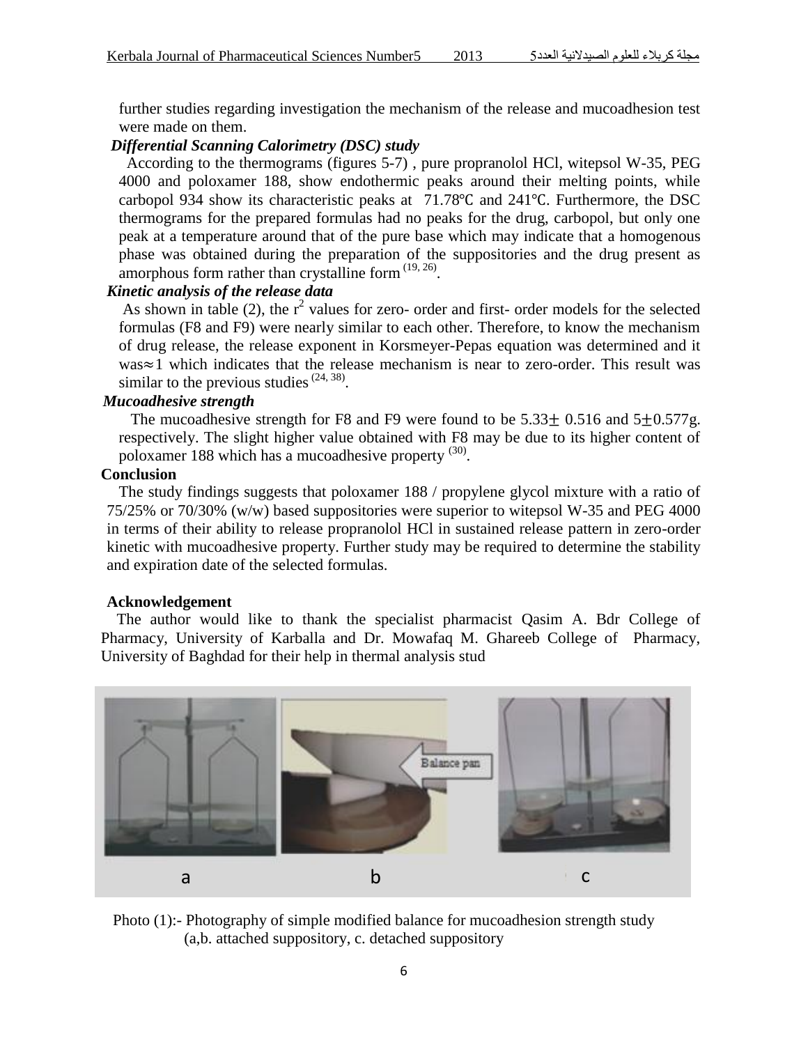further studies regarding investigation the mechanism of the release and mucoadhesion test were made on them.

***Differential Scanning Calorimetry (DSC) study***

According to the thermograms (figures 5-7) , pure propranolol HCl, witepsol W-35, PEG 4000 and poloxamer 188, show endothermic peaks around their melting points, while carbopol 934 show its characteristic peaks at 71.78℃ and 241℃. Furthermore, the DSC thermograms for the prepared formulas had no peaks for the drug, carbopol, but only one peak at a temperature around that of the pure base which may indicate that a homogenous phase was obtained during the preparation of the suppositories and the drug present as amorphous form rather than crystalline form [19, 26].

***Kinetic analysis of the release data***

As shown in table (2), the $r^2$ values for zero- order and first- order models for the selected formulas (F8 and F9) were nearly similar to each other. Therefore, to know the mechanism of drug release, the release exponent in Korsmeyer-Pepas equation was determined and it was$\approx$1 which indicates that the release mechanism is near to zero-order. This result was similar to the previous studies [24, 38].

***Mucoadhesive strength***

The mucoadhesive strength for F8 and F9 were found to be 5.33$\pm$ 0.516 and 5$\pm$0.577g. respectively. The slight higher value obtained with F8 may be due to its higher content of poloxamer 188 which has a mucoadhesive property [30].

**Conclusion**

The study findings suggests that poloxamer 188 / propylene glycol mixture with a ratio of 75/25% or 70/30% (w/w) based suppositories were superior to witepsol W-35 and PEG 4000 in terms of their ability to release propranolol HCl in sustained release pattern in zero-order kinetic with mucoadhesive property. Further study may be required to determine the stability and expiration date of the selected formulas.

**Acknowledgement**

The author would like to thank the specialist pharmacist Qasim A. Bdr College of Pharmacy, University of Karballa and Dr. Mowafaq M. Ghareeb College of Pharmacy, University of Baghdad for their help in thermal analysis stud

Photo (1):- Photography of simple modified balance for mucoadhesion strength study (a,b. attached suppository, c. detached suppository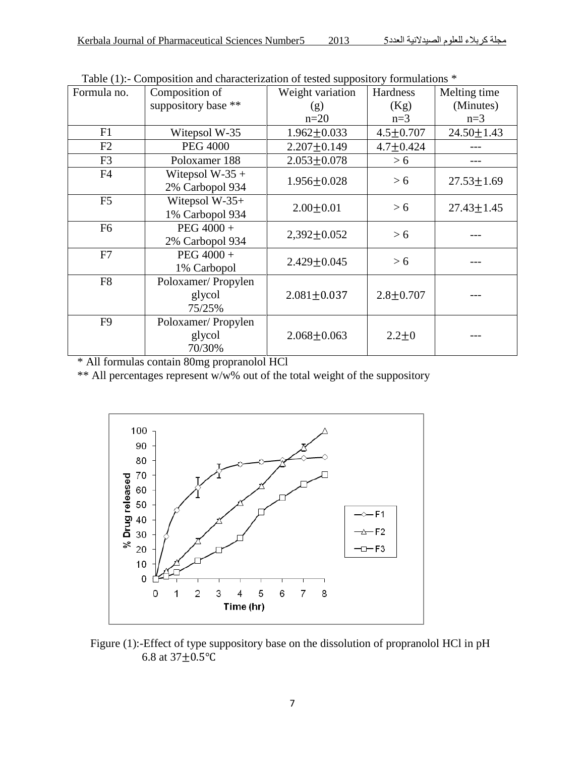Table (1):- Composition and characterization of tested suppository formulations *

| Formula no. | Composition of suppository base ** | Weight variation (g) n=20 | Hardness (Kg) n=3 | Melting time (Minutes) n=3 |
|---|---|---|---|---|
| F1 | Witepsol W-35 | 1.962±0.033 | 4.5±0.707 | 24.50±1.43 |
| F2 | PEG 4000 | 2.207±0.149 | 4.7±0.424 | --- |
| F3 | Poloxamer 188 | 2.053±0.078 | > 6 | --- |
| F4 | Witepsol W-35 + 2% Carbopol 934 | 1.956±0.028 | > 6 | 27.53±1.69 |
| F5 | Witepsol W-35+ 1% Carbopol 934 | 2.00±0.01 | > 6 | 27.43±1.45 |
| F6 | PEG 4000 + 2% Carbopol 934 | 2,392±0.052 | > 6 | --- |
| F7 | PEG 4000 + 1% Carbopol | 2.429±0.045 | > 6 | --- |
| F8 | Poloxamer/ Propylen glycol 75/25% | 2.081±0.037 | 2.8±0.707 | --- |
| F9 | Poloxamer/ Propylen glycol 70/30% | 2.068±0.063 | 2.2±0 | --- |

\* All formulas contain 80mg propranolol HCl

\** All percentages represent w/w% out of the total weight of the suppository

Figure (1):-Effect of type suppository base on the dissolution of propranolol HCl in pH 6.8 at 37±0.5℃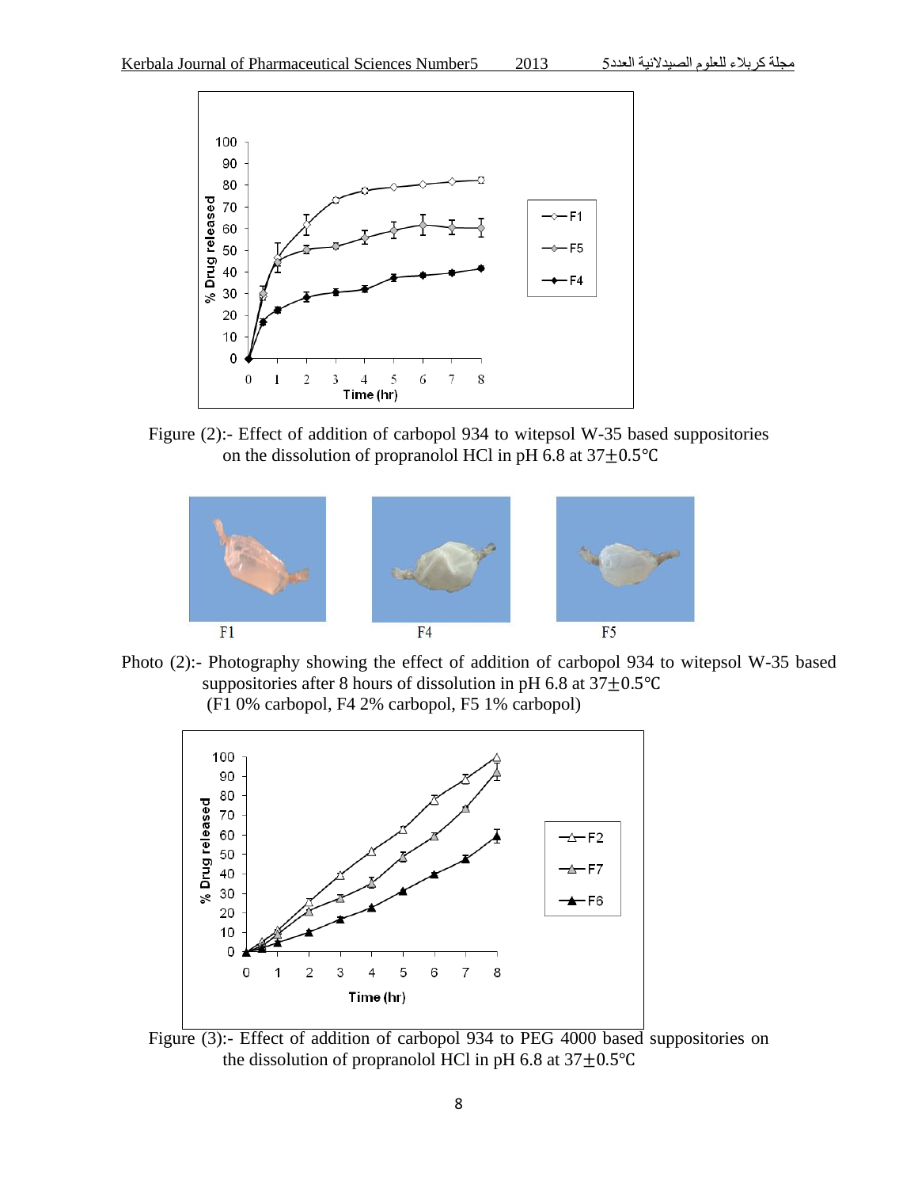Figure (2):- Effect of addition of carbopol 934 to witepsol W-35 based suppositories on the dissolution of propranolol HCl in pH 6.8 at 37±0.5°C

F1 F4 F5

Photo (2):- Photography showing the effect of addition of carbopol 934 to witepsol W-35 based suppositories after 8 hours of dissolution in pH 6.8 at 37±0.5°C
(F1 0% carbopol, F4 2% carbopol, F5 1% carbopol)

Figure (3):- Effect of addition of carbopol 934 to PEG 4000 based suppositories on the dissolution of propranolol HCl in pH 6.8 at 37±0.5°C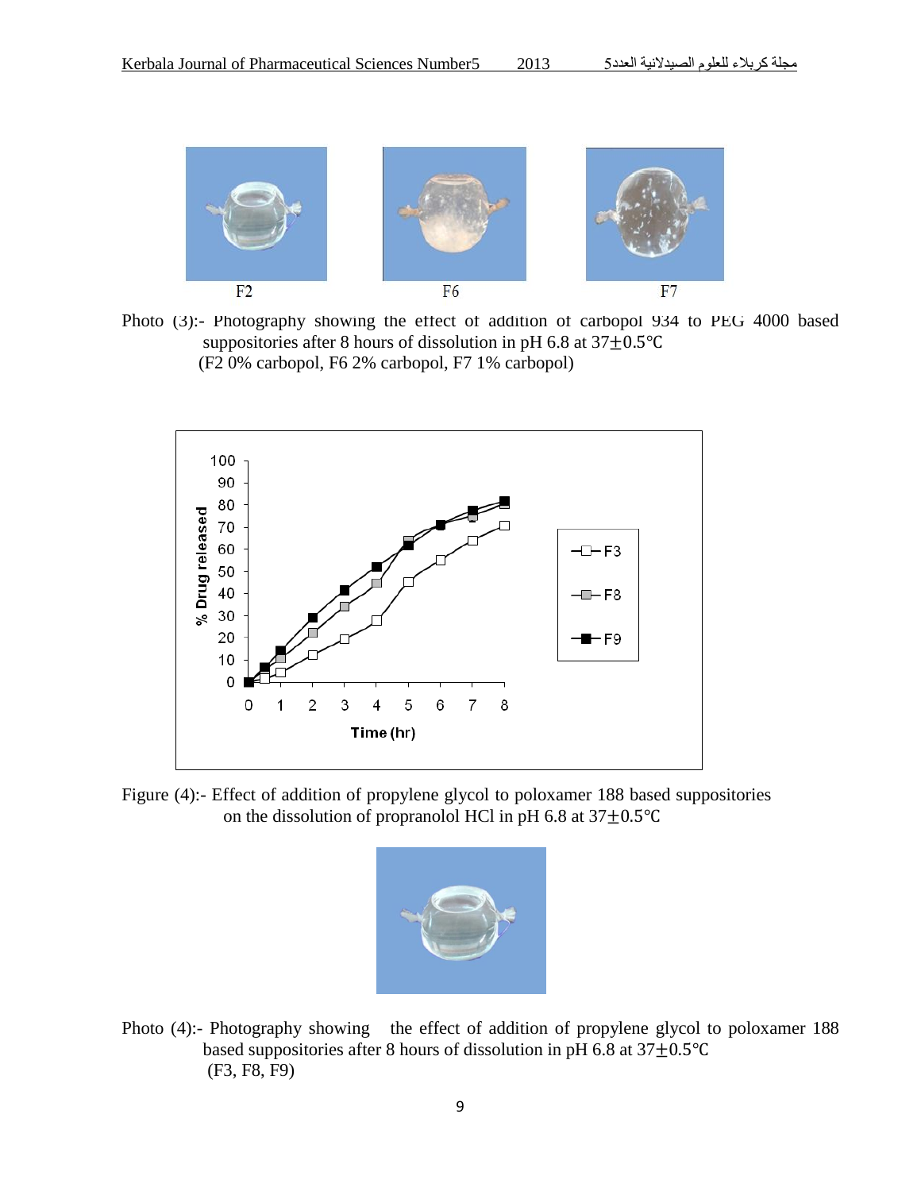F2 F6 F7

Photo (3):- Photography showing the effect of addition of carbopol 934 to PEG 4000 based suppositories after 8 hours of dissolution in pH 6.8 at 37±0.5℃
(F2 0% carbopol, F6 2% carbopol, F7 1% carbopol)

Figure (4):- Effect of addition of propylene glycol to poloxamer 188 based suppositories on the dissolution of propranolol HCl in pH 6.8 at 37±0.5℃

Photo (4):- Photography showing the effect of addition of propylene glycol to poloxamer 188 based suppositories after 8 hours of dissolution in pH 6.8 at 37±0.5℃
(F3, F8, F9)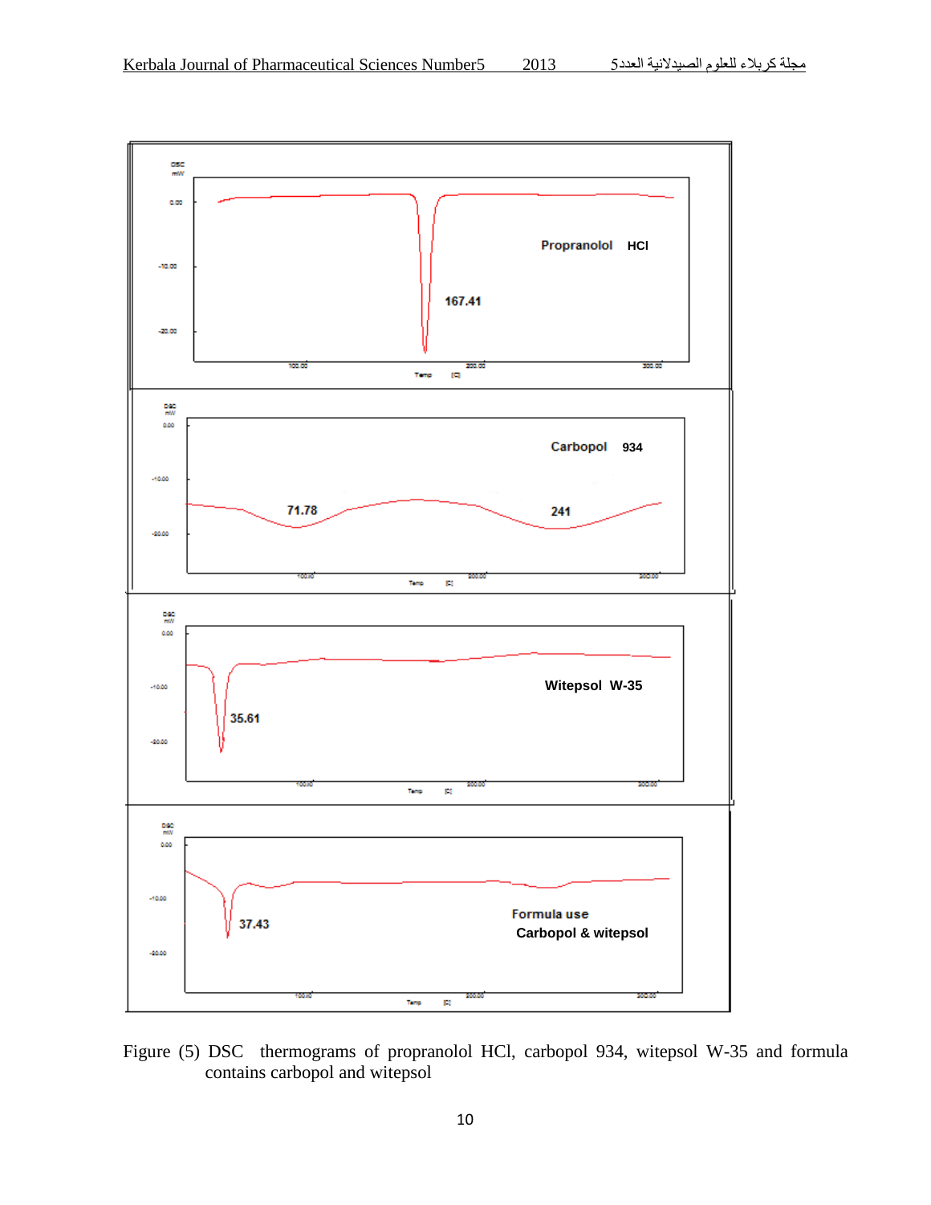Figure (5) DSC thermograms of propranolol HCl, carbopol 934, witepsol W-35 and formula contains carbopol and witepsol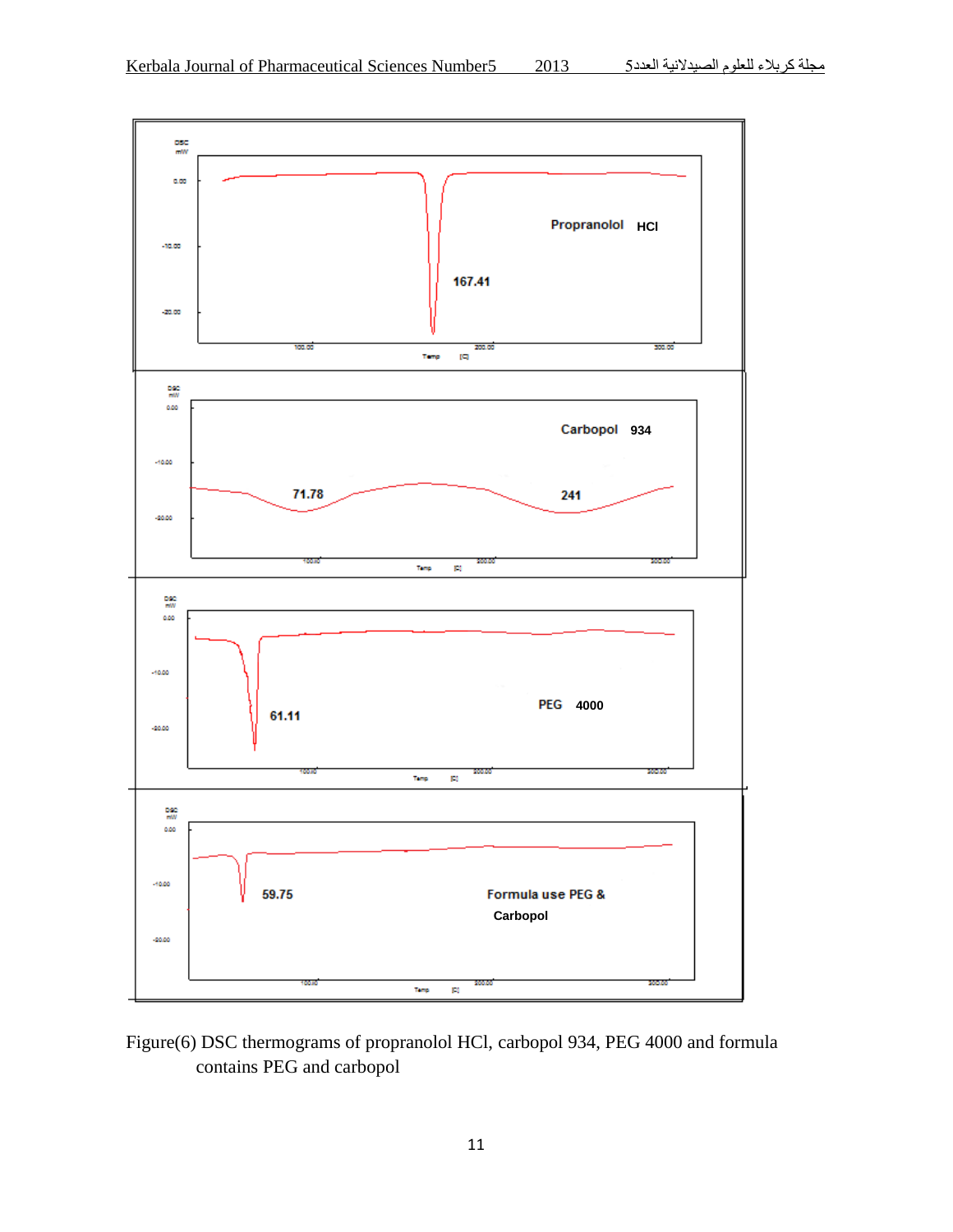Figure(6) DSC thermograms of propranolol HCl, carbopol 934, PEG 4000 and formula contains PEG and carbopol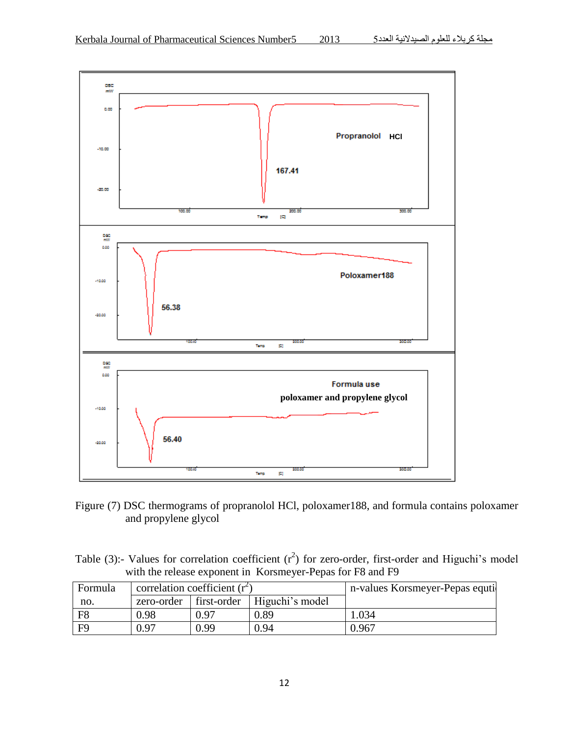Figure (7) DSC thermograms of propranolol HCl, poloxamer188, and formula contains poloxamer and propylene glycol

Table (3):- Values for correlation coefficient ($r^2$) for zero-order, first-order and Higuchi's model with the release exponent in Korsmeyer-Pepas for F8 and F9

| Formula no. | correlation coefficient ($r^2$) | | | n-values Korsmeyer-Pepas equti |
|---|---|---|---|---|
| | zero-order | first-order | Higuchi's model | |
| F8 | 0.98 | 0.97 | 0.89 | 1.034 |
| F9 | 0.97 | 0.99 | 0.94 | 0.967 |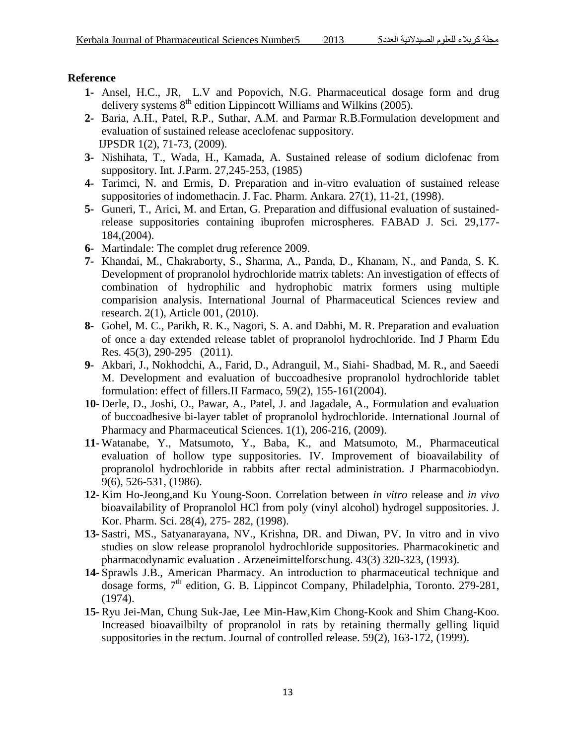**Reference**

1- Ansel, H.C., JR, L.V and Popovich, N.G. Pharmaceutical dosage form and drug delivery systems $8^{th}$ edition Lippincott Williams and Wilkins (2005).
2- Baria, A.H., Patel, R.P., Suthar, A.M. and Parmar R.B.Formulation development and evaluation of sustained release aceclofenac suppository. IJPSDR 1(2), 71-73, (2009).
3- Nishihata, T., Wada, H., Kamada, A. Sustained release of sodium diclofenac from suppository. Int. J.Parm. 27,245-253, (1985)
4- Tarimci, N. and Ermis, D. Preparation and in-vitro evaluation of sustained release suppositories of indomethacin. J. Fac. Pharm. Ankara. 27(1), 11-21, (1998).
5- Guneri, T., Arici, M. and Ertan, G. Preparation and diffusional evaluation of sustained-release suppositories containing ibuprofen microspheres. FABAD J. Sci. 29,177-184,(2004).
6- Martindale: The complet drug reference 2009.
7- Khandai, M., Chakraborty, S., Sharma, A., Panda, D., Khanam, N., and Panda, S. K. Development of propranolol hydrochloride matrix tablets: An investigation of effects of combination of hydrophilic and hydrophobic matrix formers using multiple comparision analysis. International Journal of Pharmaceutical Sciences review and research. 2(1), Article 001, (2010).
8- Gohel, M. C., Parikh, R. K., Nagori, S. A. and Dabhi, M. R. Preparation and evaluation of once a day extended release tablet of propranolol hydrochloride. Ind J Pharm Edu Res. 45(3), 290-295 (2011).
9- Akbari, J., Nokhodchi, A., Farid, D., Adranguil, M., Siahi- Shadbad, M. R., and Saeedi M. Development and evaluation of buccoadhesive propranolol hydrochloride tablet formulation: effect of fillers.II Farmaco, 59(2), 155-161(2004).
10- Derle, D., Joshi, O., Pawar, A., Patel, J. and Jagadale, A., Formulation and evaluation of buccoadhesive bi-layer tablet of propranolol hydrochloride. International Journal of Pharmacy and Pharmaceutical Sciences. 1(1), 206-216, (2009).
11- Watanabe, Y., Matsumoto, Y., Baba, K., and Matsumoto, M., Pharmaceutical evaluation of hollow type suppositories. IV. Improvement of bioavailability of propranolol hydrochloride in rabbits after rectal administration. J Pharmacobiodyn. 9(6), 526-531, (1986).
12- Kim Ho-Jeong,and Ku Young-Soon. Correlation between *in vitro* release and *in vivo* bioavailability of Propranolol HCl from poly (vinyl alcohol) hydrogel suppositories. J. Kor. Pharm. Sci. 28(4), 275- 282, (1998).
13- Sastri, MS., Satyanarayana, NV., Krishna, DR. and Diwan, PV. In vitro and in vivo studies on slow release propranolol hydrochloride suppositories. Pharmacokinetic and pharmacodynamic evaluation . Arzeneimittelforschung. 43(3) 320-323, (1993).
14- Sprawls J.B., American Pharmacy. An introduction to pharmaceutical technique and dosage forms, $7^{th}$ edition, G. B. Lippincot Company, Philadelphia, Toronto. 279-281, (1974).
15- Ryu Jei-Man, Chung Suk-Jae, Lee Min-Haw,Kim Chong-Kook and Shim Chang-Koo. Increased bioavailbilty of propranolol in rats by retaining thermally gelling liquid suppositories in the rectum. Journal of controlled release. 59(2), 163-172, (1999).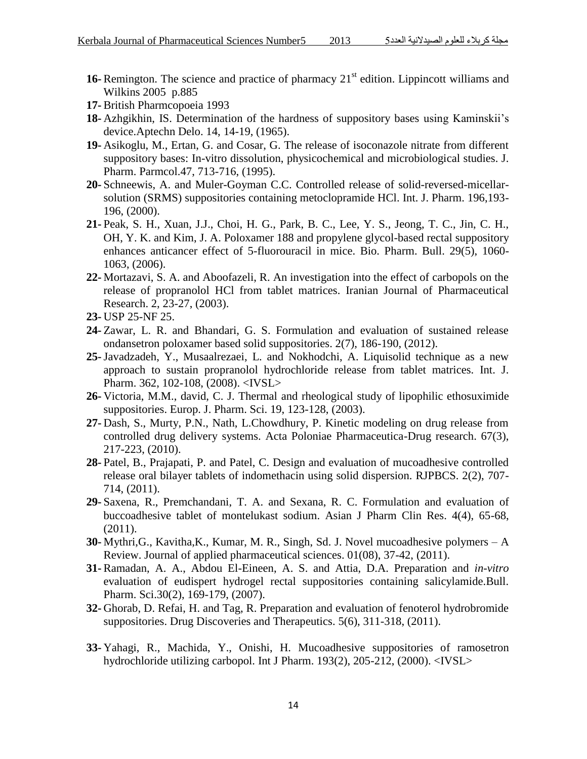**16-** Remington. The science and practice of pharmacy 21[st] edition. Lippincott williams and Wilkins 2005 p.885

**17-** British Pharmcopoeia 1993

**18-** Azhgikhin, IS. Determination of the hardness of suppository bases using Kaminskii's device.Aptechn Delo. 14, 14-19, (1965).

**19-** Asikoglu, M., Ertan, G. and Cosar, G. The release of isoconazole nitrate from different suppository bases: In-vitro dissolution, physicochemical and microbiological studies. J. Pharm. Parmcol.47, 713-716, (1995).

**20-** Schneewis, A. and Muler-Goyman C.C. Controlled release of solid-reversed-micellar-solution (SRMS) suppositories containing metoclopramide HCl. Int. J. Pharm. 196,193-196, (2000).

**21-** Peak, S. H., Xuan, J.J., Choi, H. G., Park, B. C., Lee, Y. S., Jeong, T. C., Jin, C. H., OH, Y. K. and Kim, J. A. Poloxamer 188 and propylene glycol-based rectal suppository enhances anticancer effect of 5-fluorouracil in mice. Bio. Pharm. Bull. 29(5), 1060-1063, (2006).

**22-** Mortazavi, S. A. and Aboofazeli, R. An investigation into the effect of carbopols on the release of propranolol HCl from tablet matrices. Iranian Journal of Pharmaceutical Research. 2, 23-27, (2003).

**23-** USP 25-NF 25.

**24-** Zawar, L. R. and Bhandari, G. S. Formulation and evaluation of sustained release ondansetron poloxamer based solid suppositories. 2(7), 186-190, (2012).

**25-** Javadzadeh, Y., Musaalrezaei, L. and Nokhodchi, A. Liquisolid technique as a new approach to sustain propranolol hydrochloride release from tablet matrices. Int. J. Pharm. 362, 102-108, (2008). <IVSL>

**26-** Victoria, M.M., david, C. J. Thermal and rheological study of lipophilic ethosuximide suppositories. Europ. J. Pharm. Sci. 19, 123-128, (2003).

**27-** Dash, S., Murty, P.N., Nath, L.Chowdhury, P. Kinetic modeling on drug release from controlled drug delivery systems. Acta Poloniae Pharmaceutica-Drug research. 67(3), 217-223, (2010).

**28-** Patel, B., Prajapati, P. and Patel, C. Design and evaluation of mucoadhesive controlled release oral bilayer tablets of indomethacin using solid dispersion. RJPBCS. 2(2), 707-714, (2011).

**29-** Saxena, R., Premchandani, T. A. and Sexana, R. C. Formulation and evaluation of buccoadhesive tablet of montelukast sodium. Asian J Pharm Clin Res. 4(4), 65-68, (2011).

**30-** Mythri,G., Kavitha,K., Kumar, M. R., Singh, Sd. J. Novel mucoadhesive polymers – A Review. Journal of applied pharmaceutical sciences. 01(08), 37-42, (2011).

**31-** Ramadan, A. A., Abdou El-Eineen, A. S. and Attia, D.A. Preparation and *in-vitro* evaluation of eudispert hydrogel rectal suppositories containing salicylamide.Bull. Pharm. Sci.30(2), 169-179, (2007).

**32-** Ghorab, D. Refai, H. and Tag, R. Preparation and evaluation of fenoterol hydrobromide suppositories. Drug Discoveries and Therapeutics. 5(6), 311-318, (2011).

**33-** Yahagi, R., Machida, Y., Onishi, H. Mucoadhesive suppositories of ramosetron hydrochloride utilizing carbopol. Int J Pharm. 193(2), 205-212, (2000). <IVSL>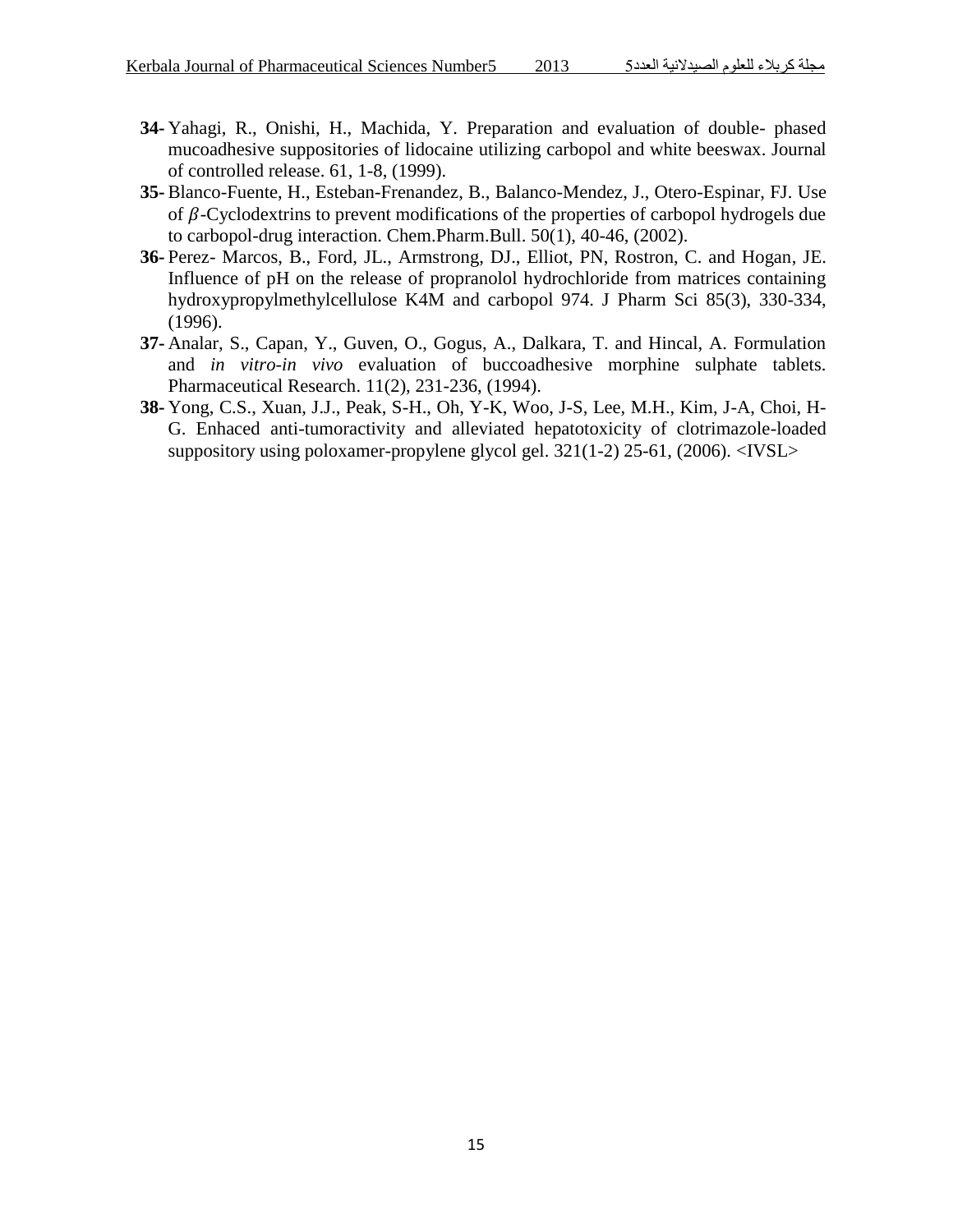34- Yahagi, R., Onishi, H., Machida, Y. Preparation and evaluation of double- phased mucoadhesive suppositories of lidocaine utilizing carbopol and white beeswax. Journal of controlled release. 61, 1-8, (1999).

35- Blanco-Fuente, H., Esteban-Frenandez, B., Balanco-Mendez, J., Otero-Espinar, FJ. Use of $\beta$-Cyclodextrins to prevent modifications of the properties of carbopol hydrogels due to carbopol-drug interaction. Chem.Pharm.Bull. 50(1), 40-46, (2002).

36- Perez- Marcos, B., Ford, JL., Armstrong, DJ., Elliot, PN, Rostron, C. and Hogan, JE. Influence of pH on the release of propranolol hydrochloride from matrices containing hydroxypropylmethylcellulose K4M and carbopol 974. J Pharm Sci 85(3), 330-334, (1996).

37- Analar, S., Capan, Y., Guven, O., Gogus, A., Dalkara, T. and Hincal, A. Formulation and *in vitro-in vivo* evaluation of buccoadhesive morphine sulphate tablets. Pharmaceutical Research. 11(2), 231-236, (1994).

38- Yong, C.S., Xuan, J.J., Peak, S-H., Oh, Y-K, Woo, J-S, Lee, M.H., Kim, J-A, Choi, H-G. Enhaced anti-tumoractivity and alleviated hepatotoxicity of clotrimazole-loaded suppository using poloxamer-propylene glycol gel. 321(1-2) 25-61, (2006). <IVSL>